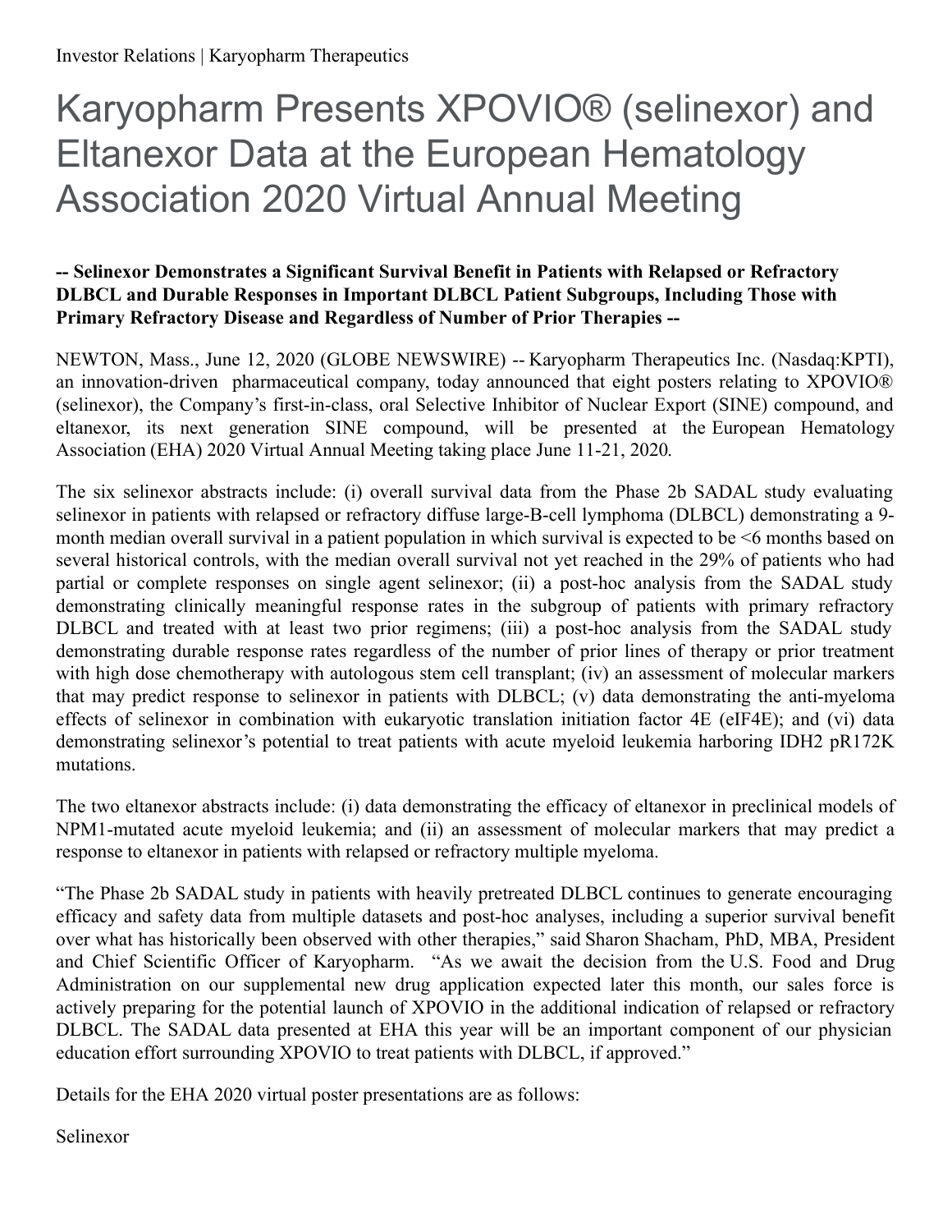Investor Relations | Karyopharm Therapeutics

# Karyopharm Presents XPOVIO® (selinexor) and Eltanexor Data at the European Hematology Association 2020 Virtual Annual Meeting

**-- Selinexor Demonstrates a Significant Survival Benefit in Patients with Relapsed or Refractory DLBCL and Durable Responses in Important DLBCL Patient Subgroups, Including Those with Primary Refractory Disease and Regardless of Number of Prior Therapies --**

NEWTON, Mass., June 12, 2020 (GLOBE NEWSWIRE) -- Karyopharm Therapeutics Inc. (Nasdaq:KPTI), an innovation-driven pharmaceutical company, today announced that eight posters relating to XPOVIO® (selinexor), the Company's first-in-class, oral Selective Inhibitor of Nuclear Export (SINE) compound, and eltanexor, its next generation SINE compound, will be presented at the European Hematology Association (EHA) 2020 Virtual Annual Meeting taking place June 11-21, 2020.

The six selinexor abstracts include: (i) overall survival data from the Phase 2b SADAL study evaluating selinexor in patients with relapsed or refractory diffuse large-B-cell lymphoma (DLBCL) demonstrating a 9-month median overall survival in a patient population in which survival is expected to be <6 months based on several historical controls, with the median overall survival not yet reached in the 29% of patients who had partial or complete responses on single agent selinexor; (ii) a post-hoc analysis from the SADAL study demonstrating clinically meaningful response rates in the subgroup of patients with primary refractory DLBCL and treated with at least two prior regimens; (iii) a post-hoc analysis from the SADAL study demonstrating durable response rates regardless of the number of prior lines of therapy or prior treatment with high dose chemotherapy with autologous stem cell transplant; (iv) an assessment of molecular markers that may predict response to selinexor in patients with DLBCL; (v) data demonstrating the anti-myeloma effects of selinexor in combination with eukaryotic translation initiation factor 4E (eIF4E); and (vi) data demonstrating selinexor's potential to treat patients with acute myeloid leukemia harboring IDH2 pR172K mutations.

The two eltanexor abstracts include: (i) data demonstrating the efficacy of eltanexor in preclinical models of NPM1-mutated acute myeloid leukemia; and (ii) an assessment of molecular markers that may predict a response to eltanexor in patients with relapsed or refractory multiple myeloma.

"The Phase 2b SADAL study in patients with heavily pretreated DLBCL continues to generate encouraging efficacy and safety data from multiple datasets and post-hoc analyses, including a superior survival benefit over what has historically been observed with other therapies," said Sharon Shacham, PhD, MBA, President and Chief Scientific Officer of Karyopharm. "As we await the decision from the U.S. Food and Drug Administration on our supplemental new drug application expected later this month, our sales force is actively preparing for the potential launch of XPOVIO in the additional indication of relapsed or refractory DLBCL. The SADAL data presented at EHA this year will be an important component of our physician education effort surrounding XPOVIO to treat patients with DLBCL, if approved."

Details for the EHA 2020 virtual poster presentations are as follows:

Selinexor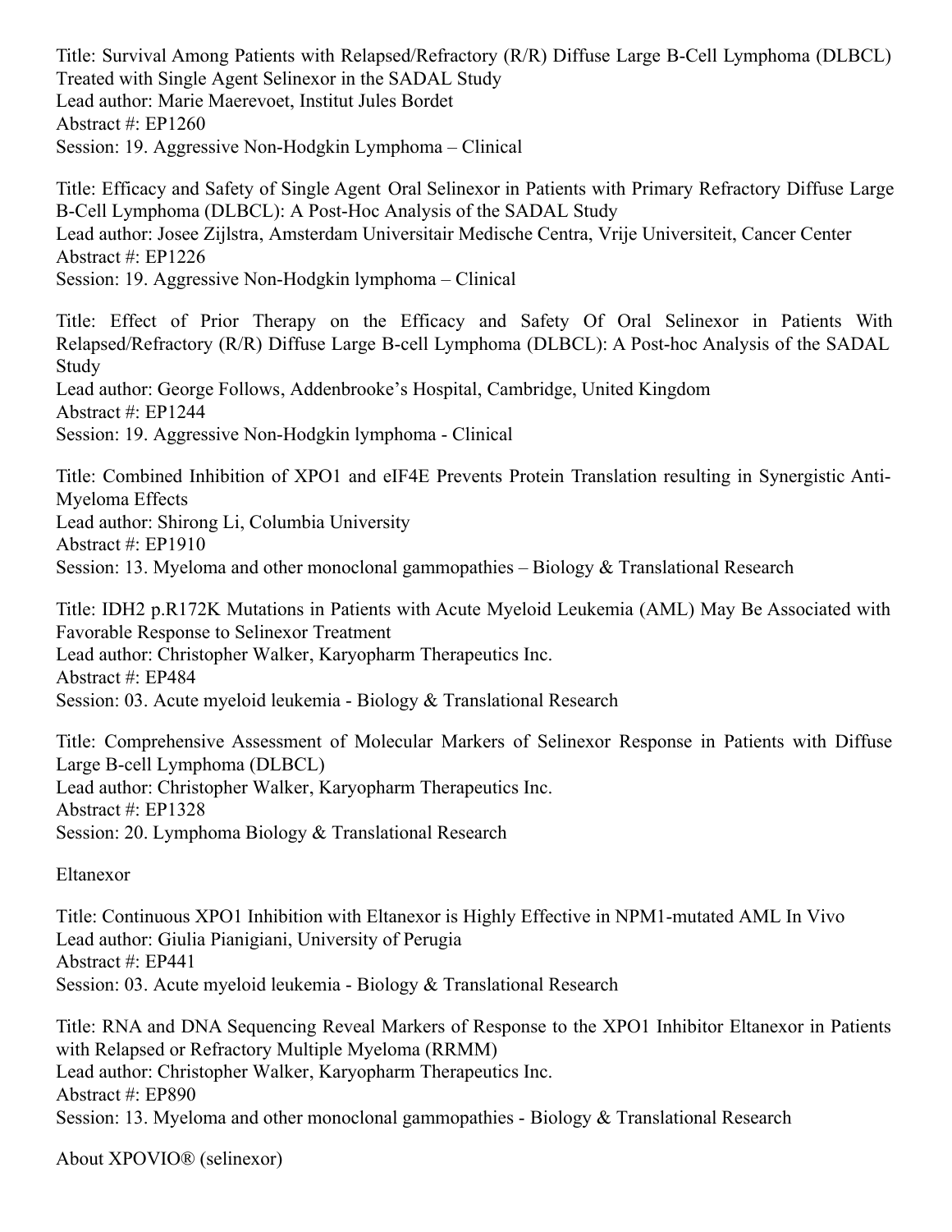Title: Survival Among Patients with Relapsed/Refractory (R/R) Diffuse Large B-Cell Lymphoma (DLBCL) Treated with Single Agent Selinexor in the SADAL Study
Lead author: Marie Maerevoet, Institut Jules Bordet
Abstract #: EP1260
Session: 19. Aggressive Non-Hodgkin Lymphoma – Clinical

Title: Efficacy and Safety of Single Agent Oral Selinexor in Patients with Primary Refractory Diffuse Large B-Cell Lymphoma (DLBCL): A Post-Hoc Analysis of the SADAL Study
Lead author: Josee Zijlstra, Amsterdam Universitair Medische Centra, Vrije Universiteit, Cancer Center
Abstract #: EP1226
Session: 19. Aggressive Non-Hodgkin lymphoma – Clinical

Title: Effect of Prior Therapy on the Efficacy and Safety Of Oral Selinexor in Patients With Relapsed/Refractory (R/R) Diffuse Large B-cell Lymphoma (DLBCL): A Post-hoc Analysis of the SADAL Study
Lead author: George Follows, Addenbrooke's Hospital, Cambridge, United Kingdom
Abstract #: EP1244
Session: 19. Aggressive Non-Hodgkin lymphoma - Clinical

Title: Combined Inhibition of XPO1 and eIF4E Prevents Protein Translation resulting in Synergistic Anti-Myeloma Effects
Lead author: Shirong Li, Columbia University
Abstract #: EP1910
Session: 13. Myeloma and other monoclonal gammopathies – Biology & Translational Research

Title: IDH2 p.R172K Mutations in Patients with Acute Myeloid Leukemia (AML) May Be Associated with Favorable Response to Selinexor Treatment
Lead author: Christopher Walker, Karyopharm Therapeutics Inc.
Abstract #: EP484
Session: 03. Acute myeloid leukemia - Biology & Translational Research

Title: Comprehensive Assessment of Molecular Markers of Selinexor Response in Patients with Diffuse Large B-cell Lymphoma (DLBCL)
Lead author: Christopher Walker, Karyopharm Therapeutics Inc.
Abstract #: EP1328
Session: 20. Lymphoma Biology & Translational Research

Eltanexor

Title: Continuous XPO1 Inhibition with Eltanexor is Highly Effective in NPM1-mutated AML In Vivo
Lead author: Giulia Pianigiani, University of Perugia
Abstract #: EP441
Session: 03. Acute myeloid leukemia - Biology & Translational Research

Title: RNA and DNA Sequencing Reveal Markers of Response to the XPO1 Inhibitor Eltanexor in Patients with Relapsed or Refractory Multiple Myeloma (RRMM)
Lead author: Christopher Walker, Karyopharm Therapeutics Inc.
Abstract #: EP890
Session: 13. Myeloma and other monoclonal gammopathies - Biology & Translational Research

About XPOVIO® (selinexor)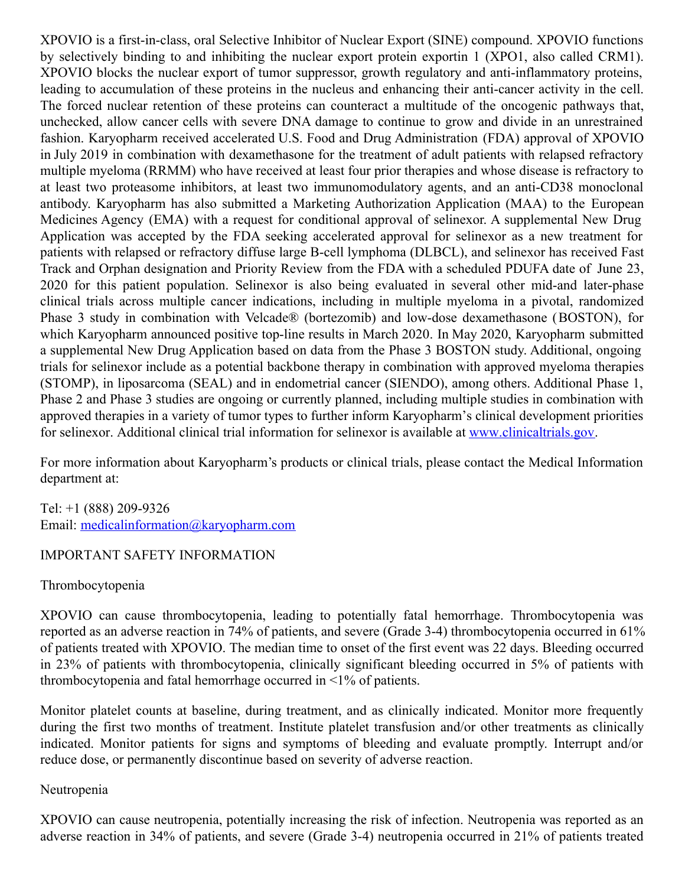XPOVIO is a first-in-class, oral Selective Inhibitor of Nuclear Export (SINE) compound. XPOVIO functions by selectively binding to and inhibiting the nuclear export protein exportin 1 (XPO1, also called CRM1). XPOVIO blocks the nuclear export of tumor suppressor, growth regulatory and anti-inflammatory proteins, leading to accumulation of these proteins in the nucleus and enhancing their anti-cancer activity in the cell. The forced nuclear retention of these proteins can counteract a multitude of the oncogenic pathways that, unchecked, allow cancer cells with severe DNA damage to continue to grow and divide in an unrestrained fashion. Karyopharm received accelerated U.S. Food and Drug Administration (FDA) approval of XPOVIO in July 2019 in combination with dexamethasone for the treatment of adult patients with relapsed refractory multiple myeloma (RRMM) who have received at least four prior therapies and whose disease is refractory to at least two proteasome inhibitors, at least two immunomodulatory agents, and an anti-CD38 monoclonal antibody. Karyopharm has also submitted a Marketing Authorization Application (MAA) to the European Medicines Agency (EMA) with a request for conditional approval of selinexor. A supplemental New Drug Application was accepted by the FDA seeking accelerated approval for selinexor as a new treatment for patients with relapsed or refractory diffuse large B-cell lymphoma (DLBCL), and selinexor has received Fast Track and Orphan designation and Priority Review from the FDA with a scheduled PDUFA date of June 23, 2020 for this patient population. Selinexor is also being evaluated in several other mid-and later-phase clinical trials across multiple cancer indications, including in multiple myeloma in a pivotal, randomized Phase 3 study in combination with Velcade® (bortezomib) and low-dose dexamethasone (BOSTON), for which Karyopharm announced positive top-line results in March 2020. In May 2020, Karyopharm submitted a supplemental New Drug Application based on data from the Phase 3 BOSTON study. Additional, ongoing trials for selinexor include as a potential backbone therapy in combination with approved myeloma therapies (STOMP), in liposarcoma (SEAL) and in endometrial cancer (SIENDO), among others. Additional Phase 1, Phase 2 and Phase 3 studies are ongoing or currently planned, including multiple studies in combination with approved therapies in a variety of tumor types to further inform Karyopharm's clinical development priorities for selinexor. Additional clinical trial information for selinexor is available at [www.clinicaltrials.gov](http://www.clinicaltrials.gov).

For more information about Karyopharm's products or clinical trials, please contact the Medical Information department at:

Tel: +1 (888) 209-9326
Email: [medicalinformation@karyopharm.com](mailto:medicalinformation@karyopharm.com)

IMPORTANT SAFETY INFORMATION

Thrombocytopenia

XPOVIO can cause thrombocytopenia, leading to potentially fatal hemorrhage. Thrombocytopenia was reported as an adverse reaction in 74% of patients, and severe (Grade 3-4) thrombocytopenia occurred in 61% of patients treated with XPOVIO. The median time to onset of the first event was 22 days. Bleeding occurred in 23% of patients with thrombocytopenia, clinically significant bleeding occurred in 5% of patients with thrombocytopenia and fatal hemorrhage occurred in <1% of patients.

Monitor platelet counts at baseline, during treatment, and as clinically indicated. Monitor more frequently during the first two months of treatment. Institute platelet transfusion and/or other treatments as clinically indicated. Monitor patients for signs and symptoms of bleeding and evaluate promptly. Interrupt and/or reduce dose, or permanently discontinue based on severity of adverse reaction.

Neutropenia

XPOVIO can cause neutropenia, potentially increasing the risk of infection. Neutropenia was reported as an adverse reaction in 34% of patients, and severe (Grade 3-4) neutropenia occurred in 21% of patients treated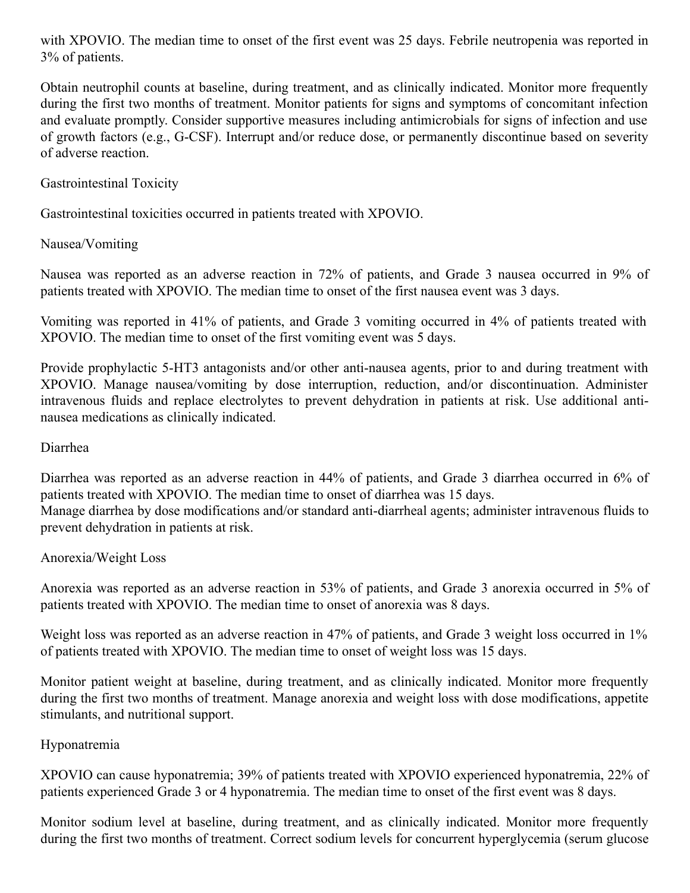with XPOVIO. The median time to onset of the first event was 25 days. Febrile neutropenia was reported in 3% of patients.

Obtain neutrophil counts at baseline, during treatment, and as clinically indicated. Monitor more frequently during the first two months of treatment. Monitor patients for signs and symptoms of concomitant infection and evaluate promptly. Consider supportive measures including antimicrobials for signs of infection and use of growth factors (e.g., G-CSF). Interrupt and/or reduce dose, or permanently discontinue based on severity of adverse reaction.

### Gastrointestinal Toxicity

Gastrointestinal toxicities occurred in patients treated with XPOVIO.

#### Nausea/Vomiting

Nausea was reported as an adverse reaction in 72% of patients, and Grade 3 nausea occurred in 9% of patients treated with XPOVIO. The median time to onset of the first nausea event was 3 days.

Vomiting was reported in 41% of patients, and Grade 3 vomiting occurred in 4% of patients treated with XPOVIO. The median time to onset of the first vomiting event was 5 days.

Provide prophylactic 5-HT3 antagonists and/or other anti-nausea agents, prior to and during treatment with XPOVIO. Manage nausea/vomiting by dose interruption, reduction, and/or discontinuation. Administer intravenous fluids and replace electrolytes to prevent dehydration in patients at risk. Use additional anti-nausea medications as clinically indicated.

#### Diarrhea

Diarrhea was reported as an adverse reaction in 44% of patients, and Grade 3 diarrhea occurred in 6% of patients treated with XPOVIO. The median time to onset of diarrhea was 15 days.
Manage diarrhea by dose modifications and/or standard anti-diarrheal agents; administer intravenous fluids to prevent dehydration in patients at risk.

#### Anorexia/Weight Loss

Anorexia was reported as an adverse reaction in 53% of patients, and Grade 3 anorexia occurred in 5% of patients treated with XPOVIO. The median time to onset of anorexia was 8 days.

Weight loss was reported as an adverse reaction in 47% of patients, and Grade 3 weight loss occurred in 1% of patients treated with XPOVIO. The median time to onset of weight loss was 15 days.

Monitor patient weight at baseline, during treatment, and as clinically indicated. Monitor more frequently during the first two months of treatment. Manage anorexia and weight loss with dose modifications, appetite stimulants, and nutritional support.

### Hyponatremia

XPOVIO can cause hyponatremia; 39% of patients treated with XPOVIO experienced hyponatremia, 22% of patients experienced Grade 3 or 4 hyponatremia. The median time to onset of the first event was 8 days.

Monitor sodium level at baseline, during treatment, and as clinically indicated. Monitor more frequently during the first two months of treatment. Correct sodium levels for concurrent hyperglycemia (serum glucose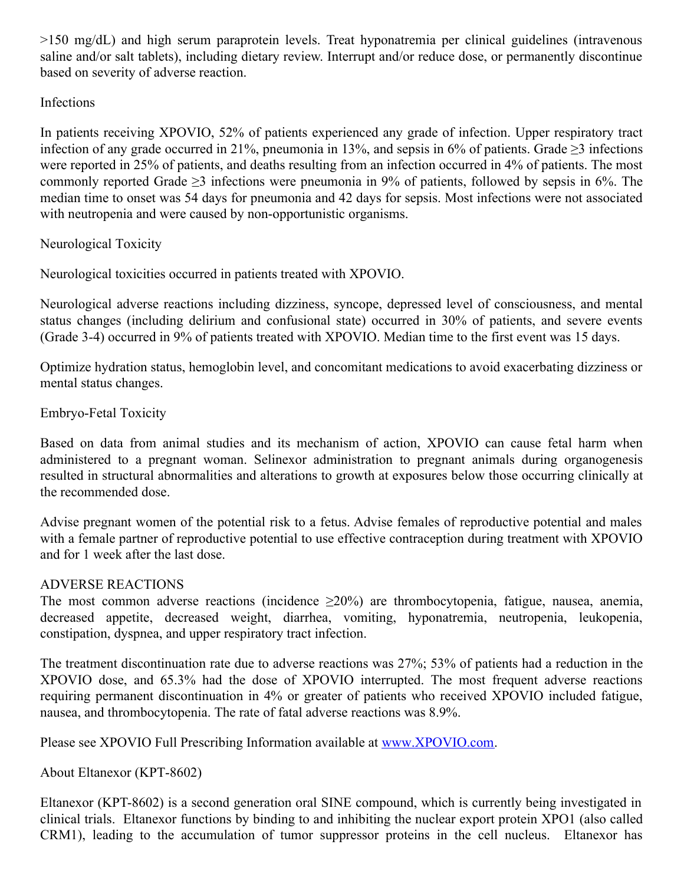>150 mg/dL) and high serum paraprotein levels. Treat hyponatremia per clinical guidelines (intravenous saline and/or salt tablets), including dietary review. Interrupt and/or reduce dose, or permanently discontinue based on severity of adverse reaction.

Infections

In patients receiving XPOVIO, 52% of patients experienced any grade of infection. Upper respiratory tract infection of any grade occurred in 21%, pneumonia in 13%, and sepsis in 6% of patients. Grade ≥3 infections were reported in 25% of patients, and deaths resulting from an infection occurred in 4% of patients. The most commonly reported Grade ≥3 infections were pneumonia in 9% of patients, followed by sepsis in 6%. The median time to onset was 54 days for pneumonia and 42 days for sepsis. Most infections were not associated with neutropenia and were caused by non-opportunistic organisms.

Neurological Toxicity

Neurological toxicities occurred in patients treated with XPOVIO.

Neurological adverse reactions including dizziness, syncope, depressed level of consciousness, and mental status changes (including delirium and confusional state) occurred in 30% of patients, and severe events (Grade 3-4) occurred in 9% of patients treated with XPOVIO. Median time to the first event was 15 days.

Optimize hydration status, hemoglobin level, and concomitant medications to avoid exacerbating dizziness or mental status changes.

Embryo-Fetal Toxicity

Based on data from animal studies and its mechanism of action, XPOVIO can cause fetal harm when administered to a pregnant woman. Selinexor administration to pregnant animals during organogenesis resulted in structural abnormalities and alterations to growth at exposures below those occurring clinically at the recommended dose.

Advise pregnant women of the potential risk to a fetus. Advise females of reproductive potential and males with a female partner of reproductive potential to use effective contraception during treatment with XPOVIO and for 1 week after the last dose.

ADVERSE REACTIONS

The most common adverse reactions (incidence ≥20%) are thrombocytopenia, fatigue, nausea, anemia, decreased appetite, decreased weight, diarrhea, vomiting, hyponatremia, neutropenia, leukopenia, constipation, dyspnea, and upper respiratory tract infection.

The treatment discontinuation rate due to adverse reactions was 27%; 53% of patients had a reduction in the XPOVIO dose, and 65.3% had the dose of XPOVIO interrupted. The most frequent adverse reactions requiring permanent discontinuation in 4% or greater of patients who received XPOVIO included fatigue, nausea, and thrombocytopenia. The rate of fatal adverse reactions was 8.9%.

Please see XPOVIO Full Prescribing Information available at [www.XPOVIO.com](www.XPOVIO.com).

About Eltanexor (KPT-8602)

Eltanexor (KPT-8602) is a second generation oral SINE compound, which is currently being investigated in clinical trials. Eltanexor functions by binding to and inhibiting the nuclear export protein XPO1 (also called CRM1), leading to the accumulation of tumor suppressor proteins in the cell nucleus. Eltanexor has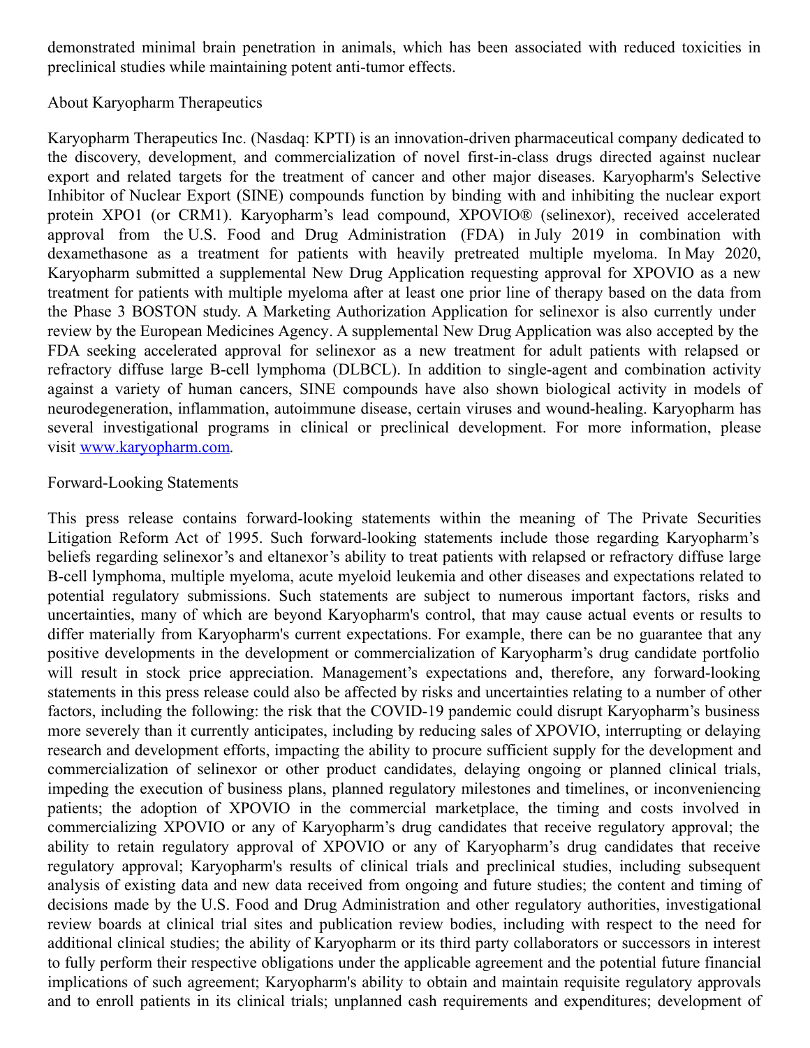demonstrated minimal brain penetration in animals, which has been associated with reduced toxicities in preclinical studies while maintaining potent anti-tumor effects.

## About Karyopharm Therapeutics

Karyopharm Therapeutics Inc. (Nasdaq: KPTI) is an innovation-driven pharmaceutical company dedicated to the discovery, development, and commercialization of novel first-in-class drugs directed against nuclear export and related targets for the treatment of cancer and other major diseases. Karyopharm's Selective Inhibitor of Nuclear Export (SINE) compounds function by binding with and inhibiting the nuclear export protein XPO1 (or CRM1). Karyopharm's lead compound, XPOVIO® (selinexor), received accelerated approval from the U.S. Food and Drug Administration (FDA) in July 2019 in combination with dexamethasone as a treatment for patients with heavily pretreated multiple myeloma. In May 2020, Karyopharm submitted a supplemental New Drug Application requesting approval for XPOVIO as a new treatment for patients with multiple myeloma after at least one prior line of therapy based on the data from the Phase 3 BOSTON study. A Marketing Authorization Application for selinexor is also currently under review by the European Medicines Agency. A supplemental New Drug Application was also accepted by the FDA seeking accelerated approval for selinexor as a new treatment for adult patients with relapsed or refractory diffuse large B-cell lymphoma (DLBCL). In addition to single-agent and combination activity against a variety of human cancers, SINE compounds have also shown biological activity in models of neurodegeneration, inflammation, autoimmune disease, certain viruses and wound-healing. Karyopharm has several investigational programs in clinical or preclinical development. For more information, please visit [www.karyopharm.com](http://www.karyopharm.com).

## Forward-Looking Statements

This press release contains forward-looking statements within the meaning of The Private Securities Litigation Reform Act of 1995. Such forward-looking statements include those regarding Karyopharm's beliefs regarding selinexor's and eltanexor's ability to treat patients with relapsed or refractory diffuse large B-cell lymphoma, multiple myeloma, acute myeloid leukemia and other diseases and expectations related to potential regulatory submissions. Such statements are subject to numerous important factors, risks and uncertainties, many of which are beyond Karyopharm's control, that may cause actual events or results to differ materially from Karyopharm's current expectations. For example, there can be no guarantee that any positive developments in the development or commercialization of Karyopharm's drug candidate portfolio will result in stock price appreciation. Management's expectations and, therefore, any forward-looking statements in this press release could also be affected by risks and uncertainties relating to a number of other factors, including the following: the risk that the COVID-19 pandemic could disrupt Karyopharm's business more severely than it currently anticipates, including by reducing sales of XPOVIO, interrupting or delaying research and development efforts, impacting the ability to procure sufficient supply for the development and commercialization of selinexor or other product candidates, delaying ongoing or planned clinical trials, impeding the execution of business plans, planned regulatory milestones and timelines, or inconveniencing patients; the adoption of XPOVIO in the commercial marketplace, the timing and costs involved in commercializing XPOVIO or any of Karyopharm's drug candidates that receive regulatory approval; the ability to retain regulatory approval of XPOVIO or any of Karyopharm's drug candidates that receive regulatory approval; Karyopharm's results of clinical trials and preclinical studies, including subsequent analysis of existing data and new data received from ongoing and future studies; the content and timing of decisions made by the U.S. Food and Drug Administration and other regulatory authorities, investigational review boards at clinical trial sites and publication review bodies, including with respect to the need for additional clinical studies; the ability of Karyopharm or its third party collaborators or successors in interest to fully perform their respective obligations under the applicable agreement and the potential future financial implications of such agreement; Karyopharm's ability to obtain and maintain requisite regulatory approvals and to enroll patients in its clinical trials; unplanned cash requirements and expenditures; development of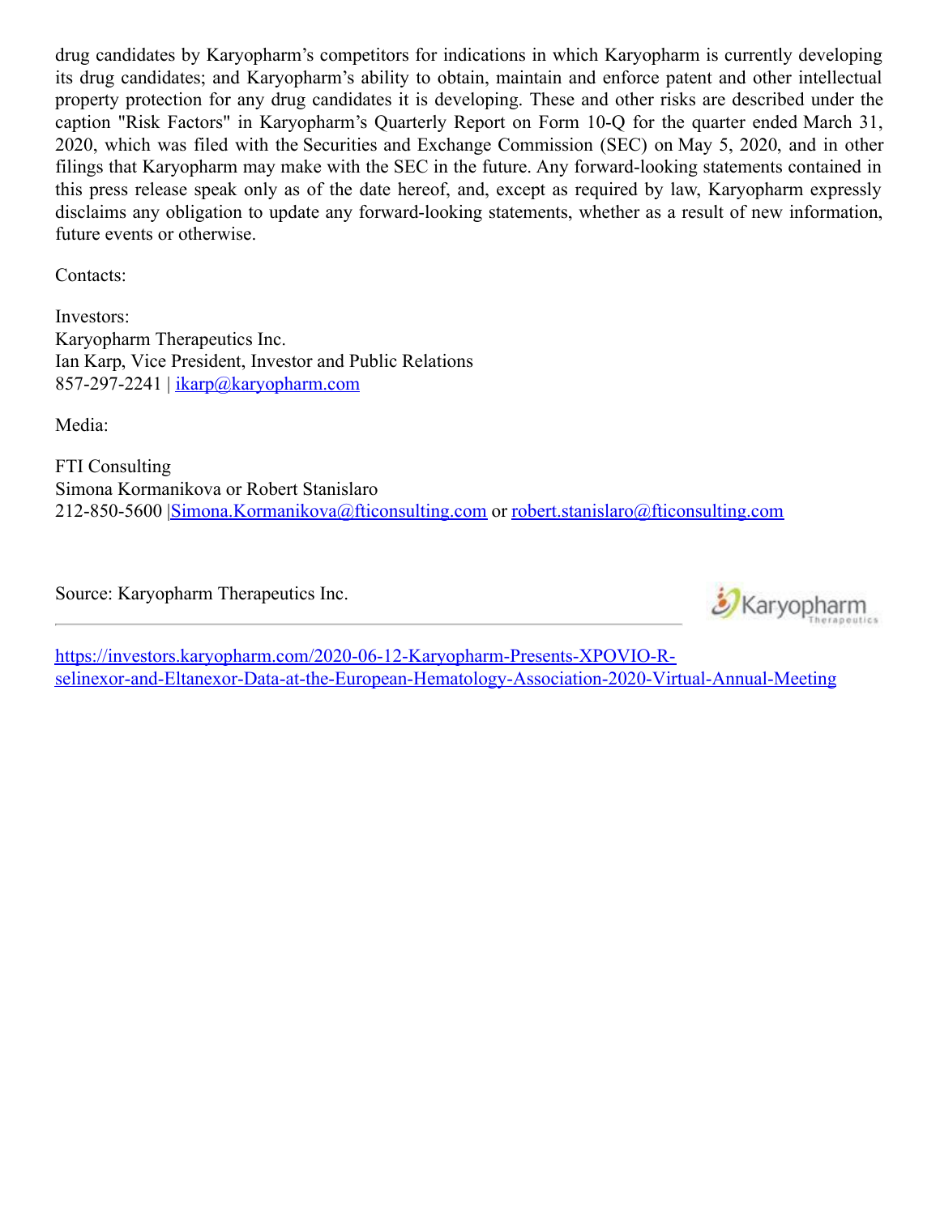drug candidates by Karyopharm's competitors for indications in which Karyopharm is currently developing its drug candidates; and Karyopharm's ability to obtain, maintain and enforce patent and other intellectual property protection for any drug candidates it is developing. These and other risks are described under the caption "Risk Factors" in Karyopharm's Quarterly Report on Form 10-Q for the quarter ended March 31, 2020, which was filed with the Securities and Exchange Commission (SEC) on May 5, 2020, and in other filings that Karyopharm may make with the SEC in the future. Any forward-looking statements contained in this press release speak only as of the date hereof, and, except as required by law, Karyopharm expressly disclaims any obligation to update any forward-looking statements, whether as a result of new information, future events or otherwise.

Contacts:

Investors:
Karyopharm Therapeutics Inc.
Ian Karp, Vice President, Investor and Public Relations
857-297-2241 | ikarp@karyopharm.com

Media:

FTI Consulting
Simona Kormanikova or Robert Stanislaro
212-850-5600 |Simona.Kormanikova@fticonsulting.com or robert.stanislaro@fticonsulting.com

Source: Karyopharm Therapeutics Inc.

https://investors.karyopharm.com/2020-06-12-Karyopharm-Presents-XPOVIO-R-selinexor-and-Eltanexor-Data-at-the-European-Hematology-Association-2020-Virtual-Annual-Meeting